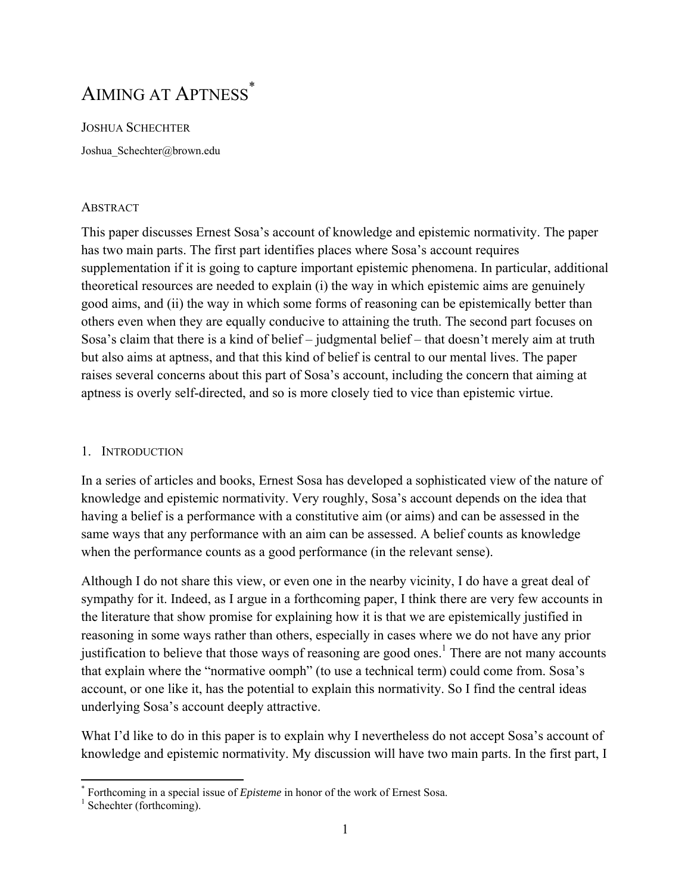# AIMING AT APTNESS[*]

JOSHUA SCHECHTER

Joshua_Schechter@brown.edu

## ABSTRACT

This paper discusses Ernest Sosa's account of knowledge and epistemic normativity. The paper has two main parts. The first part identifies places where Sosa's account requires supplementation if it is going to capture important epistemic phenomena. In particular, additional theoretical resources are needed to explain (i) the way in which epistemic aims are genuinely good aims, and (ii) the way in which some forms of reasoning can be epistemically better than others even when they are equally conducive to attaining the truth. The second part focuses on Sosa's claim that there is a kind of belief – judgmental belief – that doesn't merely aim at truth but also aims at aptness, and that this kind of belief is central to our mental lives. The paper raises several concerns about this part of Sosa's account, including the concern that aiming at aptness is overly self-directed, and so is more closely tied to vice than epistemic virtue.

## 1. INTRODUCTION

In a series of articles and books, Ernest Sosa has developed a sophisticated view of the nature of knowledge and epistemic normativity. Very roughly, Sosa's account depends on the idea that having a belief is a performance with a constitutive aim (or aims) and can be assessed in the same ways that any performance with an aim can be assessed. A belief counts as knowledge when the performance counts as a good performance (in the relevant sense).

Although I do not share this view, or even one in the nearby vicinity, I do have a great deal of sympathy for it. Indeed, as I argue in a forthcoming paper, I think there are very few accounts in the literature that show promise for explaining how it is that we are epistemically justified in reasoning in some ways rather than others, especially in cases where we do not have any prior justification to believe that those ways of reasoning are good ones.[1] There are not many accounts that explain where the "normative oomph" (to use a technical term) could come from. Sosa's account, or one like it, has the potential to explain this normativity. So I find the central ideas underlying Sosa's account deeply attractive.

What I'd like to do in this paper is to explain why I nevertheless do not accept Sosa's account of knowledge and epistemic normativity. My discussion will have two main parts. In the first part, I

---

[*] Forthcoming in a special issue of *Episteme* in honor of the work of Ernest Sosa.

[1] Schechter (forthcoming).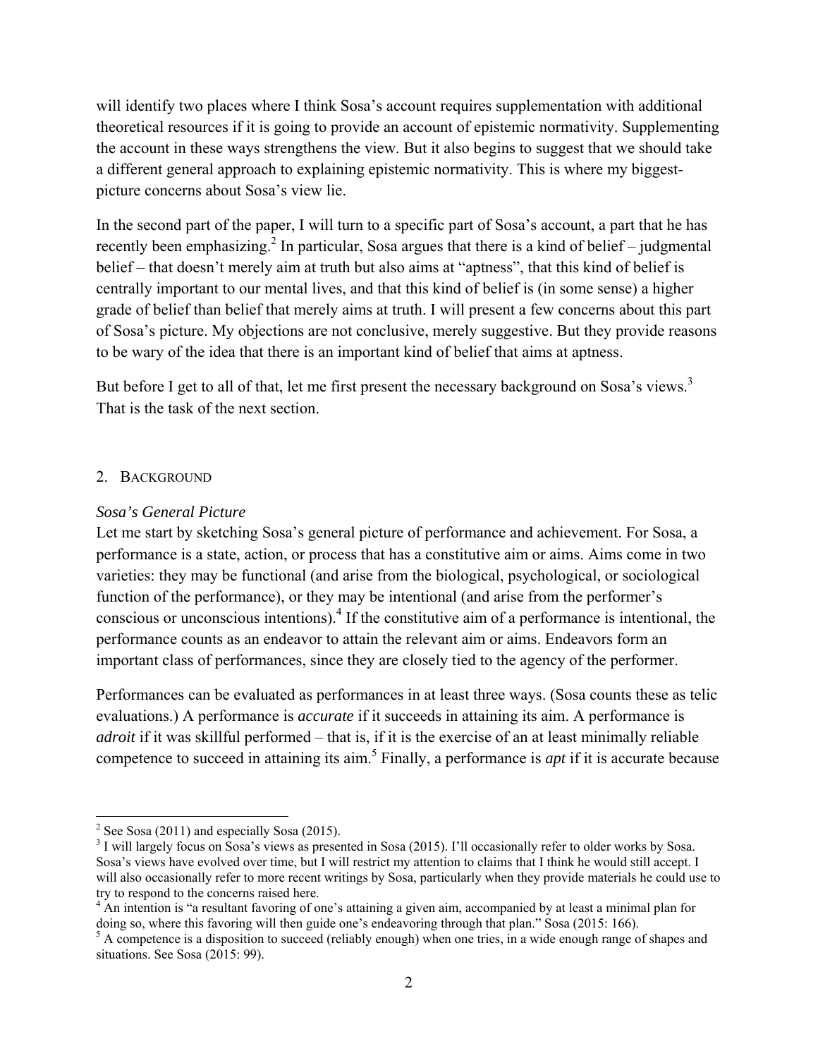will identify two places where I think Sosa's account requires supplementation with additional theoretical resources if it is going to provide an account of epistemic normativity. Supplementing the account in these ways strengthens the view. But it also begins to suggest that we should take a different general approach to explaining epistemic normativity. This is where my biggest-picture concerns about Sosa's view lie.

In the second part of the paper, I will turn to a specific part of Sosa's account, a part that he has recently been emphasizing.[2] In particular, Sosa argues that there is a kind of belief – judgmental belief – that doesn't merely aim at truth but also aims at "aptness", that this kind of belief is centrally important to our mental lives, and that this kind of belief is (in some sense) a higher grade of belief than belief that merely aims at truth. I will present a few concerns about this part of Sosa's picture. My objections are not conclusive, merely suggestive. But they provide reasons to be wary of the idea that there is an important kind of belief that aims at aptness.

But before I get to all of that, let me first present the necessary background on Sosa's views.[3] That is the task of the next section.

## 2. Background

*Sosa's General Picture*

Let me start by sketching Sosa's general picture of performance and achievement. For Sosa, a performance is a state, action, or process that has a constitutive aim or aims. Aims come in two varieties: they may be functional (and arise from the biological, psychological, or sociological function of the performance), or they may be intentional (and arise from the performer's conscious or unconscious intentions).[4] If the constitutive aim of a performance is intentional, the performance counts as an endeavor to attain the relevant aim or aims. Endeavors form an important class of performances, since they are closely tied to the agency of the performer.

Performances can be evaluated as performances in at least three ways. (Sosa counts these as telic evaluations.) A performance is *accurate* if it succeeds in attaining its aim. A performance is *adroit* if it was skillful performed – that is, if it is the exercise of an at least minimally reliable competence to succeed in attaining its aim.[5] Finally, a performance is *apt* if it is accurate because

---

[2] See Sosa (2011) and especially Sosa (2015).

[3] I will largely focus on Sosa's views as presented in Sosa (2015). I'll occasionally refer to older works by Sosa. Sosa's views have evolved over time, but I will restrict my attention to claims that I think he would still accept. I will also occasionally refer to more recent writings by Sosa, particularly when they provide materials he could use to try to respond to the concerns raised here.

[4] An intention is "a resultant favoring of one's attaining a given aim, accompanied by at least a minimal plan for doing so, where this favoring will then guide one's endeavoring through that plan." Sosa (2015: 166).

[5] A competence is a disposition to succeed (reliably enough) when one tries, in a wide enough range of shapes and situations. See Sosa (2015: 99).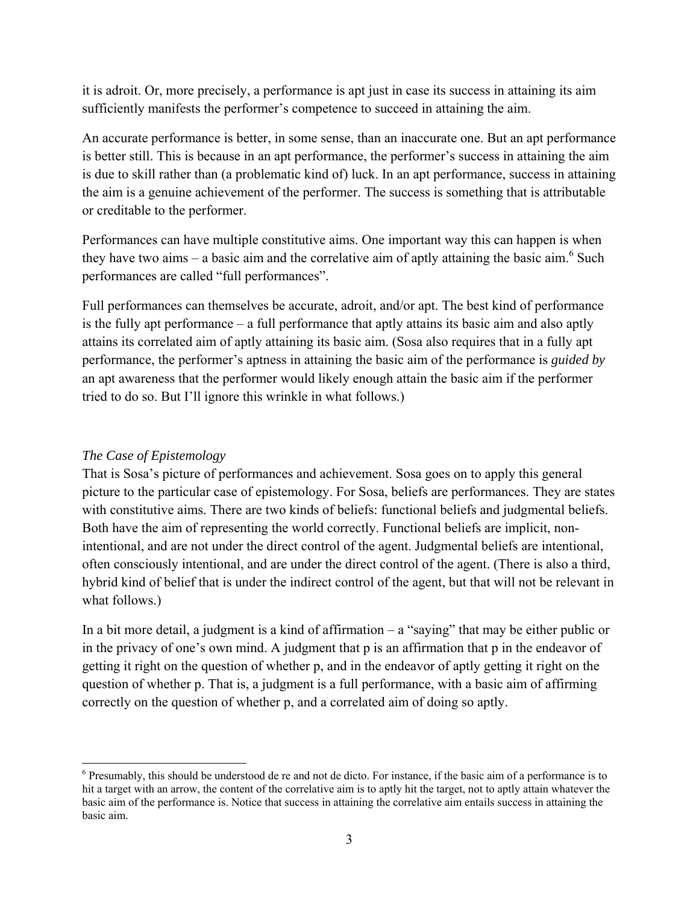it is adroit. Or, more precisely, a performance is apt just in case its success in attaining its aim sufficiently manifests the performer's competence to succeed in attaining the aim.

An accurate performance is better, in some sense, than an inaccurate one. But an apt performance is better still. This is because in an apt performance, the performer's success in attaining the aim is due to skill rather than (a problematic kind of) luck. In an apt performance, success in attaining the aim is a genuine achievement of the performer. The success is something that is attributable or creditable to the performer.

Performances can have multiple constitutive aims. One important way this can happen is when they have two aims – a basic aim and the correlative aim of aptly attaining the basic aim.[6] Such performances are called "full performances".

Full performances can themselves be accurate, adroit, and/or apt. The best kind of performance is the fully apt performance – a full performance that aptly attains its basic aim and also aptly attains its correlated aim of aptly attaining its basic aim. (Sosa also requires that in a fully apt performance, the performer's aptness in attaining the basic aim of the performance is *guided by* an apt awareness that the performer would likely enough attain the basic aim if the performer tried to do so. But I'll ignore this wrinkle in what follows.)

### *The Case of Epistemology*

That is Sosa's picture of performances and achievement. Sosa goes on to apply this general picture to the particular case of epistemology. For Sosa, beliefs are performances. They are states with constitutive aims. There are two kinds of beliefs: functional beliefs and judgmental beliefs. Both have the aim of representing the world correctly. Functional beliefs are implicit, non-intentional, and are not under the direct control of the agent. Judgmental beliefs are intentional, often consciously intentional, and are under the direct control of the agent. (There is also a third, hybrid kind of belief that is under the indirect control of the agent, but that will not be relevant in what follows.)

In a bit more detail, a judgment is a kind of affirmation – a "saying" that may be either public or in the privacy of one's own mind. A judgment that p is an affirmation that p in the endeavor of getting it right on the question of whether p, and in the endeavor of aptly getting it right on the question of whether p. That is, a judgment is a full performance, with a basic aim of affirming correctly on the question of whether p, and a correlated aim of doing so aptly.

---

[6] Presumably, this should be understood de re and not de dicto. For instance, if the basic aim of a performance is to hit a target with an arrow, the content of the correlative aim is to aptly hit the target, not to aptly attain whatever the basic aim of the performance is. Notice that success in attaining the correlative aim entails success in attaining the basic aim.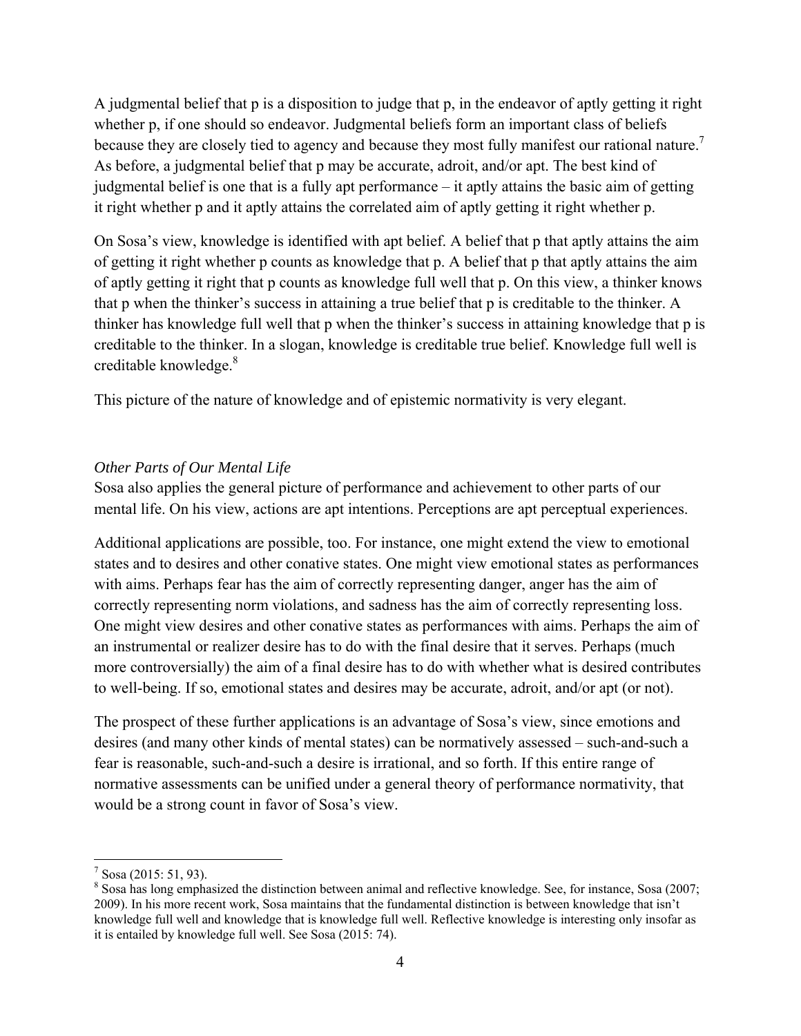A judgmental belief that p is a disposition to judge that p, in the endeavor of aptly getting it right whether p, if one should so endeavor. Judgmental beliefs form an important class of beliefs because they are closely tied to agency and because they most fully manifest our rational nature.[7] As before, a judgmental belief that p may be accurate, adroit, and/or apt. The best kind of judgmental belief is one that is a fully apt performance – it aptly attains the basic aim of getting it right whether p and it aptly attains the correlated aim of aptly getting it right whether p.

On Sosa's view, knowledge is identified with apt belief. A belief that p that aptly attains the aim of getting it right whether p counts as knowledge that p. A belief that p that aptly attains the aim of aptly getting it right that p counts as knowledge full well that p. On this view, a thinker knows that p when the thinker's success in attaining a true belief that p is creditable to the thinker. A thinker has knowledge full well that p when the thinker's success in attaining knowledge that p is creditable to the thinker. In a slogan, knowledge is creditable true belief. Knowledge full well is creditable knowledge.[8]

This picture of the nature of knowledge and of epistemic normativity is very elegant.

*Other Parts of Our Mental Life*

Sosa also applies the general picture of performance and achievement to other parts of our mental life. On his view, actions are apt intentions. Perceptions are apt perceptual experiences.

Additional applications are possible, too. For instance, one might extend the view to emotional states and to desires and other conative states. One might view emotional states as performances with aims. Perhaps fear has the aim of correctly representing danger, anger has the aim of correctly representing norm violations, and sadness has the aim of correctly representing loss. One might view desires and other conative states as performances with aims. Perhaps the aim of an instrumental or realizer desire has to do with the final desire that it serves. Perhaps (much more controversially) the aim of a final desire has to do with whether what is desired contributes to well-being. If so, emotional states and desires may be accurate, adroit, and/or apt (or not).

The prospect of these further applications is an advantage of Sosa's view, since emotions and desires (and many other kinds of mental states) can be normatively assessed – such-and-such a fear is reasonable, such-and-such a desire is irrational, and so forth. If this entire range of normative assessments can be unified under a general theory of performance normativity, that would be a strong count in favor of Sosa's view.

---

[7] Sosa (2015: 51, 93).

[8] Sosa has long emphasized the distinction between animal and reflective knowledge. See, for instance, Sosa (2007; 2009). In his more recent work, Sosa maintains that the fundamental distinction is between knowledge that isn't knowledge full well and knowledge that is knowledge full well. Reflective knowledge is interesting only insofar as it is entailed by knowledge full well. See Sosa (2015: 74).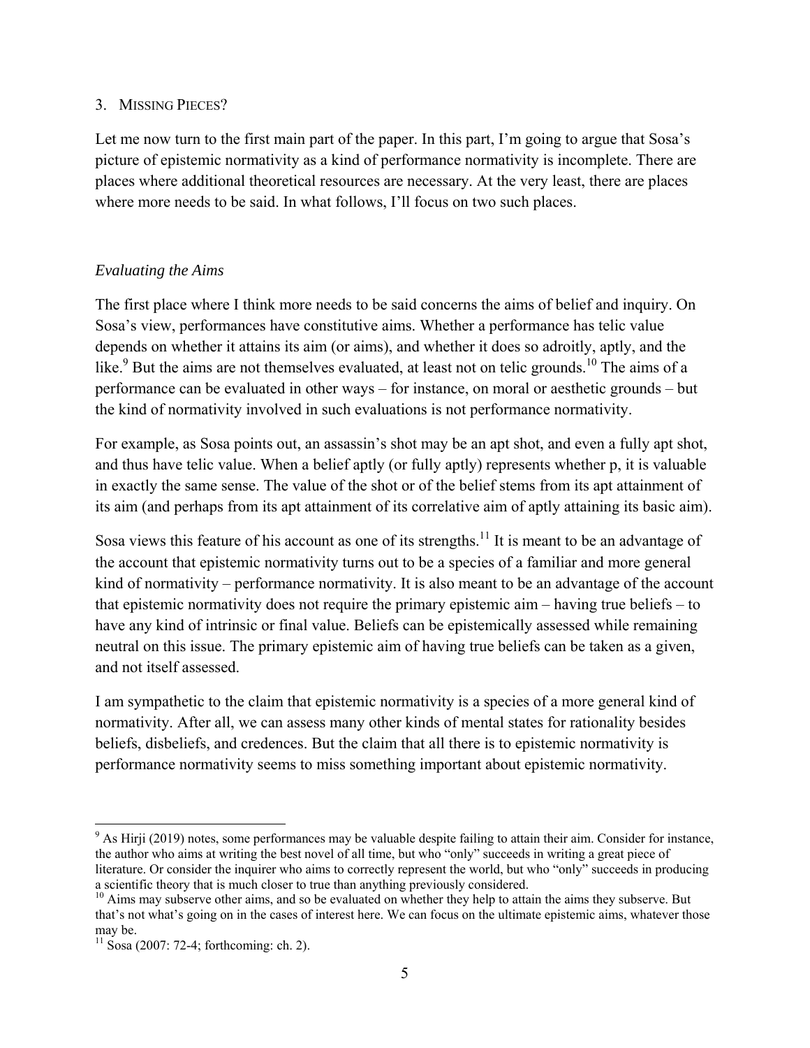## 3. MISSING PIECES?

Let me now turn to the first main part of the paper. In this part, I'm going to argue that Sosa's picture of epistemic normativity as a kind of performance normativity is incomplete. There are places where additional theoretical resources are necessary. At the very least, there are places where more needs to be said. In what follows, I'll focus on two such places.

### *Evaluating the Aims*

The first place where I think more needs to be said concerns the aims of belief and inquiry. On Sosa's view, performances have constitutive aims. Whether a performance has telic value depends on whether it attains its aim (or aims), and whether it does so adroitly, aptly, and the like.[9] But the aims are not themselves evaluated, at least not on telic grounds.[10] The aims of a performance can be evaluated in other ways – for instance, on moral or aesthetic grounds – but the kind of normativity involved in such evaluations is not performance normativity.

For example, as Sosa points out, an assassin's shot may be an apt shot, and even a fully apt shot, and thus have telic value. When a belief aptly (or fully aptly) represents whether p, it is valuable in exactly the same sense. The value of the shot or of the belief stems from its apt attainment of its aim (and perhaps from its apt attainment of its correlative aim of aptly attaining its basic aim).

Sosa views this feature of his account as one of its strengths.[11] It is meant to be an advantage of the account that epistemic normativity turns out to be a species of a familiar and more general kind of normativity – performance normativity. It is also meant to be an advantage of the account that epistemic normativity does not require the primary epistemic aim – having true beliefs – to have any kind of intrinsic or final value. Beliefs can be epistemically assessed while remaining neutral on this issue. The primary epistemic aim of having true beliefs can be taken as a given, and not itself assessed.

I am sympathetic to the claim that epistemic normativity is a species of a more general kind of normativity. After all, we can assess many other kinds of mental states for rationality besides beliefs, disbeliefs, and credences. But the claim that all there is to epistemic normativity is performance normativity seems to miss something important about epistemic normativity.

---

[9] As Hirji (2019) notes, some performances may be valuable despite failing to attain their aim. Consider for instance, the author who aims at writing the best novel of all time, but who "only" succeeds in writing a great piece of literature. Or consider the inquirer who aims to correctly represent the world, but who "only" succeeds in producing a scientific theory that is much closer to true than anything previously considered.

[10] Aims may subserve other aims, and so be evaluated on whether they help to attain the aims they subserve. But that's not what's going on in the cases of interest here. We can focus on the ultimate epistemic aims, whatever those may be.

[11] Sosa (2007: 72-4; forthcoming: ch. 2).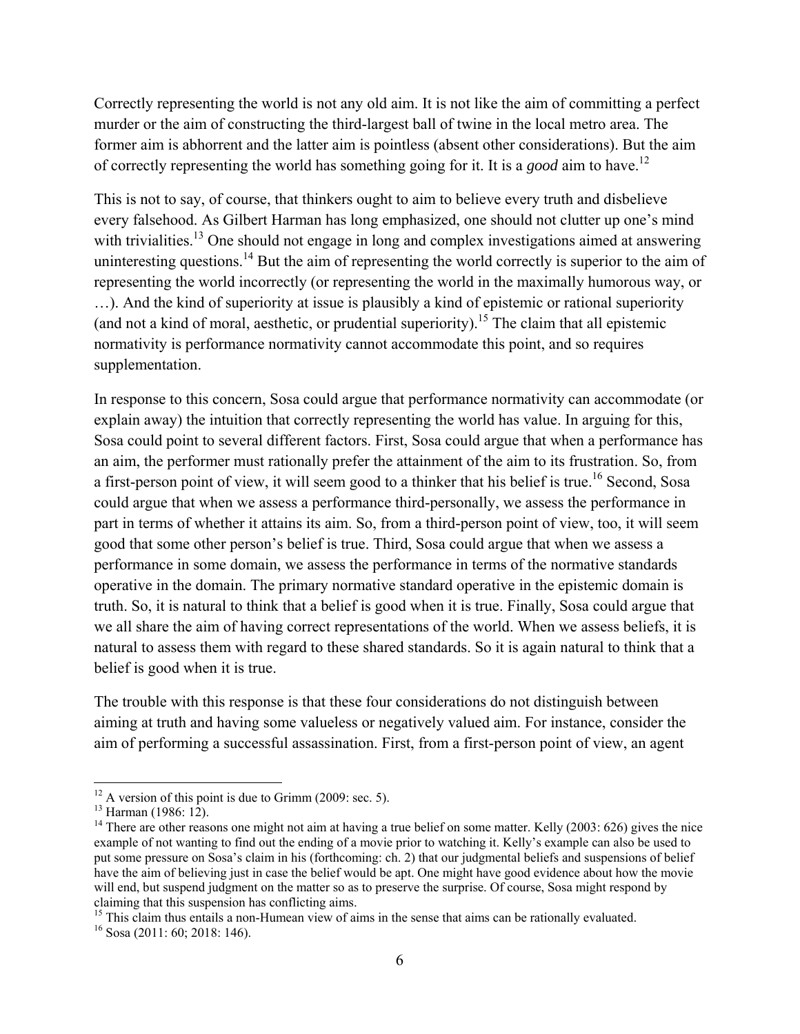Correctly representing the world is not any old aim. It is not like the aim of committing a perfect murder or the aim of constructing the third-largest ball of twine in the local metro area. The former aim is abhorrent and the latter aim is pointless (absent other considerations). But the aim of correctly representing the world has something going for it. It is a *good* aim to have.[12]

This is not to say, of course, that thinkers ought to aim to believe every truth and disbelieve every falsehood. As Gilbert Harman has long emphasized, one should not clutter up one's mind with trivialities.[13] One should not engage in long and complex investigations aimed at answering uninteresting questions.[14] But the aim of representing the world correctly is superior to the aim of representing the world incorrectly (or representing the world in the maximally humorous way, or …). And the kind of superiority at issue is plausibly a kind of epistemic or rational superiority (and not a kind of moral, aesthetic, or prudential superiority).[15] The claim that all epistemic normativity is performance normativity cannot accommodate this point, and so requires supplementation.

In response to this concern, Sosa could argue that performance normativity can accommodate (or explain away) the intuition that correctly representing the world has value. In arguing for this, Sosa could point to several different factors. First, Sosa could argue that when a performance has an aim, the performer must rationally prefer the attainment of the aim to its frustration. So, from a first-person point of view, it will seem good to a thinker that his belief is true.[16] Second, Sosa could argue that when we assess a performance third-personally, we assess the performance in part in terms of whether it attains its aim. So, from a third-person point of view, too, it will seem good that some other person's belief is true. Third, Sosa could argue that when we assess a performance in some domain, we assess the performance in terms of the normative standards operative in the domain. The primary normative standard operative in the epistemic domain is truth. So, it is natural to think that a belief is good when it is true. Finally, Sosa could argue that we all share the aim of having correct representations of the world. When we assess beliefs, it is natural to assess them with regard to these shared standards. So it is again natural to think that a belief is good when it is true.

The trouble with this response is that these four considerations do not distinguish between aiming at truth and having some valueless or negatively valued aim. For instance, consider the aim of performing a successful assassination. First, from a first-person point of view, an agent

---

[12] A version of this point is due to Grimm (2009: sec. 5).

[13] Harman (1986: 12).

[14] There are other reasons one might not aim at having a true belief on some matter. Kelly (2003: 626) gives the nice example of not wanting to find out the ending of a movie prior to watching it. Kelly's example can also be used to put some pressure on Sosa's claim in his (forthcoming: ch. 2) that our judgmental beliefs and suspensions of belief have the aim of believing just in case the belief would be apt. One might have good evidence about how the movie will end, but suspend judgment on the matter so as to preserve the surprise. Of course, Sosa might respond by claiming that this suspension has conflicting aims.

[15] This claim thus entails a non-Humean view of aims in the sense that aims can be rationally evaluated.

[16] Sosa (2011: 60; 2018: 146).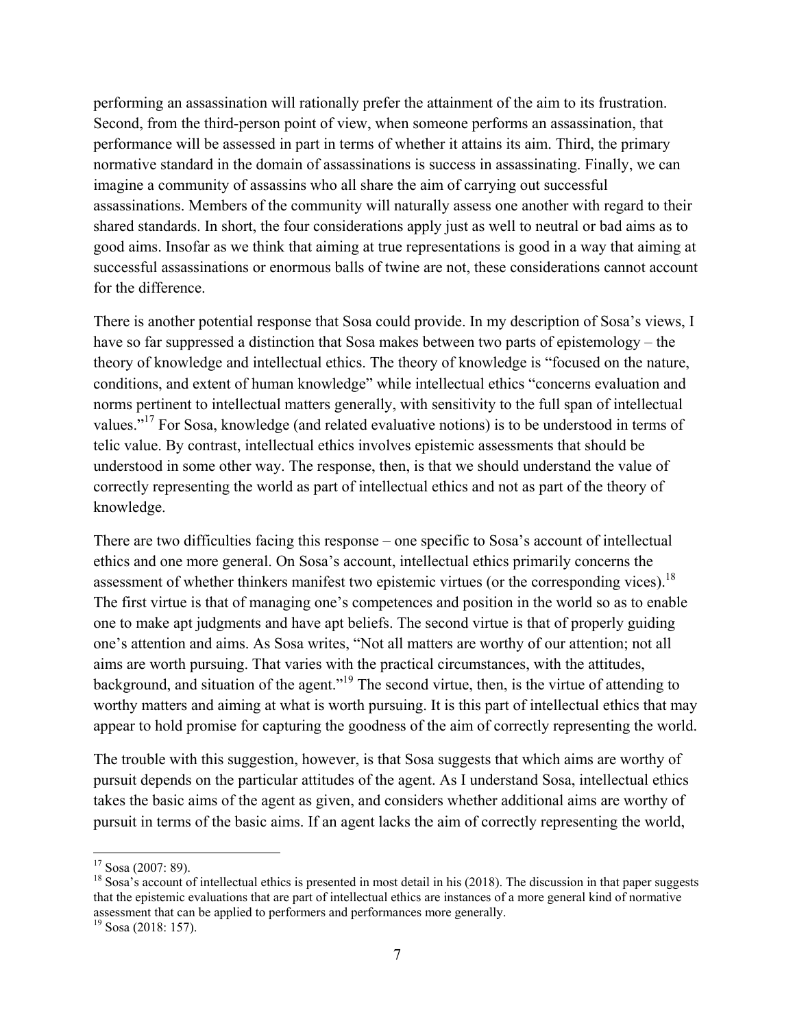performing an assassination will rationally prefer the attainment of the aim to its frustration. Second, from the third-person point of view, when someone performs an assassination, that performance will be assessed in part in terms of whether it attains its aim. Third, the primary normative standard in the domain of assassinations is success in assassinating. Finally, we can imagine a community of assassins who all share the aim of carrying out successful assassinations. Members of the community will naturally assess one another with regard to their shared standards. In short, the four considerations apply just as well to neutral or bad aims as to good aims. Insofar as we think that aiming at true representations is good in a way that aiming at successful assassinations or enormous balls of twine are not, these considerations cannot account for the difference.

There is another potential response that Sosa could provide. In my description of Sosa's views, I have so far suppressed a distinction that Sosa makes between two parts of epistemology – the theory of knowledge and intellectual ethics. The theory of knowledge is "focused on the nature, conditions, and extent of human knowledge" while intellectual ethics "concerns evaluation and norms pertinent to intellectual matters generally, with sensitivity to the full span of intellectual values."[17] For Sosa, knowledge (and related evaluative notions) is to be understood in terms of telic value. By contrast, intellectual ethics involves epistemic assessments that should be understood in some other way. The response, then, is that we should understand the value of correctly representing the world as part of intellectual ethics and not as part of the theory of knowledge.

There are two difficulties facing this response – one specific to Sosa's account of intellectual ethics and one more general. On Sosa's account, intellectual ethics primarily concerns the assessment of whether thinkers manifest two epistemic virtues (or the corresponding vices).[18] The first virtue is that of managing one's competences and position in the world so as to enable one to make apt judgments and have apt beliefs. The second virtue is that of properly guiding one's attention and aims. As Sosa writes, "Not all matters are worthy of our attention; not all aims are worth pursuing. That varies with the practical circumstances, with the attitudes, background, and situation of the agent."[19] The second virtue, then, is the virtue of attending to worthy matters and aiming at what is worth pursuing. It is this part of intellectual ethics that may appear to hold promise for capturing the goodness of the aim of correctly representing the world.

The trouble with this suggestion, however, is that Sosa suggests that which aims are worthy of pursuit depends on the particular attitudes of the agent. As I understand Sosa, intellectual ethics takes the basic aims of the agent as given, and considers whether additional aims are worthy of pursuit in terms of the basic aims. If an agent lacks the aim of correctly representing the world,

---

[17] Sosa (2007: 89).

[18] Sosa's account of intellectual ethics is presented in most detail in his (2018). The discussion in that paper suggests that the epistemic evaluations that are part of intellectual ethics are instances of a more general kind of normative assessment that can be applied to performers and performances more generally.

[19] Sosa (2018: 157).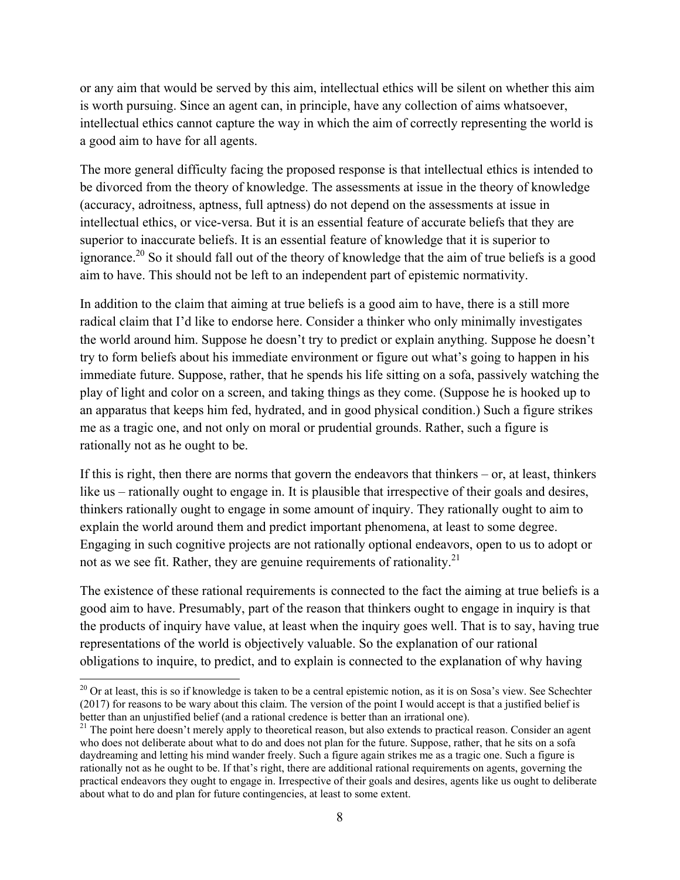or any aim that would be served by this aim, intellectual ethics will be silent on whether this aim is worth pursuing. Since an agent can, in principle, have any collection of aims whatsoever, intellectual ethics cannot capture the way in which the aim of correctly representing the world is a good aim to have for all agents.

The more general difficulty facing the proposed response is that intellectual ethics is intended to be divorced from the theory of knowledge. The assessments at issue in the theory of knowledge (accuracy, adroitness, aptness, full aptness) do not depend on the assessments at issue in intellectual ethics, or vice-versa. But it is an essential feature of accurate beliefs that they are superior to inaccurate beliefs. It is an essential feature of knowledge that it is superior to ignorance.[20] So it should fall out of the theory of knowledge that the aim of true beliefs is a good aim to have. This should not be left to an independent part of epistemic normativity.

In addition to the claim that aiming at true beliefs is a good aim to have, there is a still more radical claim that I'd like to endorse here. Consider a thinker who only minimally investigates the world around him. Suppose he doesn't try to predict or explain anything. Suppose he doesn't try to form beliefs about his immediate environment or figure out what's going to happen in his immediate future. Suppose, rather, that he spends his life sitting on a sofa, passively watching the play of light and color on a screen, and taking things as they come. (Suppose he is hooked up to an apparatus that keeps him fed, hydrated, and in good physical condition.) Such a figure strikes me as a tragic one, and not only on moral or prudential grounds. Rather, such a figure is rationally not as he ought to be.

If this is right, then there are norms that govern the endeavors that thinkers – or, at least, thinkers like us – rationally ought to engage in. It is plausible that irrespective of their goals and desires, thinkers rationally ought to engage in some amount of inquiry. They rationally ought to aim to explain the world around them and predict important phenomena, at least to some degree. Engaging in such cognitive projects are not rationally optional endeavors, open to us to adopt or not as we see fit. Rather, they are genuine requirements of rationality.[21]

The existence of these rational requirements is connected to the fact the aiming at true beliefs is a good aim to have. Presumably, part of the reason that thinkers ought to engage in inquiry is that the products of inquiry have value, at least when the inquiry goes well. That is to say, having true representations of the world is objectively valuable. So the explanation of our rational obligations to inquire, to predict, and to explain is connected to the explanation of why having

[20] Or at least, this is so if knowledge is taken to be a central epistemic notion, as it is on Sosa's view. See Schechter (2017) for reasons to be wary about this claim. The version of the point I would accept is that a justified belief is better than an unjustified belief (and a rational credence is better than an irrational one).

[21] The point here doesn't merely apply to theoretical reason, but also extends to practical reason. Consider an agent who does not deliberate about what to do and does not plan for the future. Suppose, rather, that he sits on a sofa daydreaming and letting his mind wander freely. Such a figure again strikes me as a tragic one. Such a figure is rationally not as he ought to be. If that's right, there are additional rational requirements on agents, governing the practical endeavors they ought to engage in. Irrespective of their goals and desires, agents like us ought to deliberate about what to do and plan for future contingencies, at least to some extent.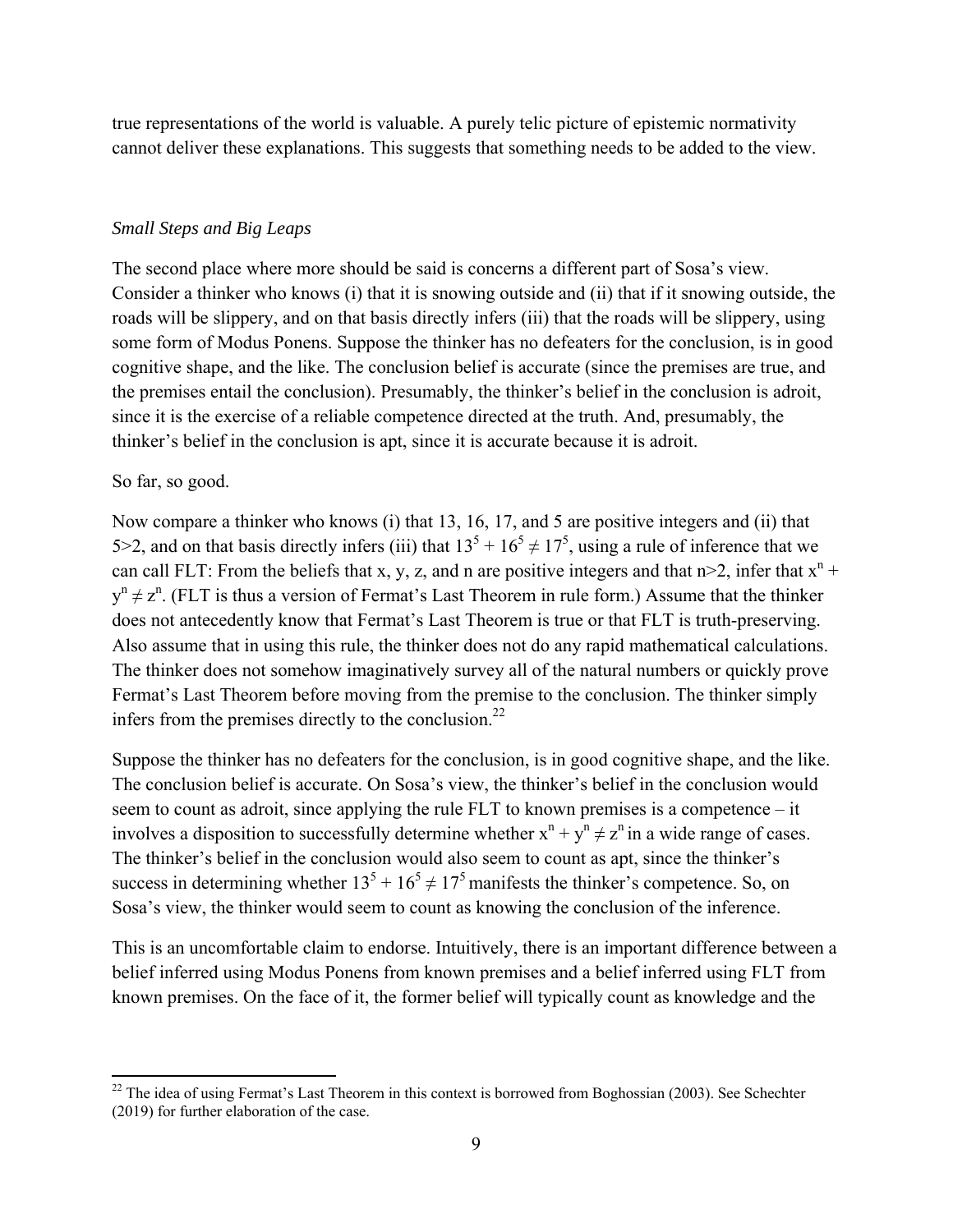true representations of the world is valuable. A purely telic picture of epistemic normativity cannot deliver these explanations. This suggests that something needs to be added to the view.

### *Small Steps and Big Leaps*

The second place where more should be said is concerns a different part of Sosa's view. Consider a thinker who knows (i) that it is snowing outside and (ii) that if it snowing outside, the roads will be slippery, and on that basis directly infers (iii) that the roads will be slippery, using some form of Modus Ponens. Suppose the thinker has no defeaters for the conclusion, is in good cognitive shape, and the like. The conclusion belief is accurate (since the premises are true, and the premises entail the conclusion). Presumably, the thinker's belief in the conclusion is adroit, since it is the exercise of a reliable competence directed at the truth. And, presumably, the thinker's belief in the conclusion is apt, since it is accurate because it is adroit.

So far, so good.

Now compare a thinker who knows (i) that 13, 16, 17, and 5 are positive integers and (ii) that $5>2$, and on that basis directly infers (iii) that $13^5 + 16^5 \neq 17^5$, using a rule of inference that we can call FLT: From the beliefs that x, y, z, and n are positive integers and that $n>2$, infer that $x^n + y^n \neq z^n$. (FLT is thus a version of Fermat's Last Theorem in rule form.) Assume that the thinker does not antecedently know that Fermat's Last Theorem is true or that FLT is truth-preserving. Also assume that in using this rule, the thinker does not do any rapid mathematical calculations. The thinker does not somehow imaginatively survey all of the natural numbers or quickly prove Fermat's Last Theorem before moving from the premise to the conclusion. The thinker simply infers from the premises directly to the conclusion.[22]

Suppose the thinker has no defeaters for the conclusion, is in good cognitive shape, and the like. The conclusion belief is accurate. On Sosa's view, the thinker's belief in the conclusion would seem to count as adroit, since applying the rule FLT to known premises is a competence – it involves a disposition to successfully determine whether $x^n + y^n \neq z^n$ in a wide range of cases. The thinker's belief in the conclusion would also seem to count as apt, since the thinker's success in determining whether $13^5 + 16^5 \neq 17^5$ manifests the thinker's competence. So, on Sosa's view, the thinker would seem to count as knowing the conclusion of the inference.

This is an uncomfortable claim to endorse. Intuitively, there is an important difference between a belief inferred using Modus Ponens from known premises and a belief inferred using FLT from known premises. On the face of it, the former belief will typically count as knowledge and the

---

[22] The idea of using Fermat's Last Theorem in this context is borrowed from Boghossian (2003). See Schechter (2019) for further elaboration of the case.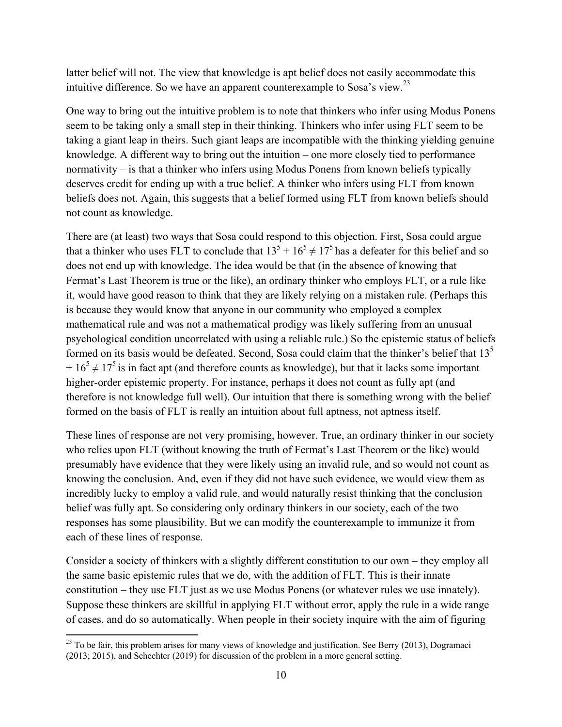latter belief will not. The view that knowledge is apt belief does not easily accommodate this intuitive difference. So we have an apparent counterexample to Sosa's view.[23]

One way to bring out the intuitive problem is to note that thinkers who infer using Modus Ponens seem to be taking only a small step in their thinking. Thinkers who infer using FLT seem to be taking a giant leap in theirs. Such giant leaps are incompatible with the thinking yielding genuine knowledge. A different way to bring out the intuition – one more closely tied to performance normativity – is that a thinker who infers using Modus Ponens from known beliefs typically deserves credit for ending up with a true belief. A thinker who infers using FLT from known beliefs does not. Again, this suggests that a belief formed using FLT from known beliefs should not count as knowledge.

There are (at least) two ways that Sosa could respond to this objection. First, Sosa could argue that a thinker who uses FLT to conclude that $13^5 + 16^5 \neq 17^5$ has a defeater for this belief and so does not end up with knowledge. The idea would be that (in the absence of knowing that Fermat's Last Theorem is true or the like), an ordinary thinker who employs FLT, or a rule like it, would have good reason to think that they are likely relying on a mistaken rule. (Perhaps this is because they would know that anyone in our community who employed a complex mathematical rule and was not a mathematical prodigy was likely suffering from an unusual psychological condition uncorrelated with using a reliable rule.) So the epistemic status of beliefs formed on its basis would be defeated. Second, Sosa could claim that the thinker's belief that $13^5 + 16^5 \neq 17^5$ is in fact apt (and therefore counts as knowledge), but that it lacks some important higher-order epistemic property. For instance, perhaps it does not count as fully apt (and therefore is not knowledge full well). Our intuition that there is something wrong with the belief formed on the basis of FLT is really an intuition about full aptness, not aptness itself.

These lines of response are not very promising, however. True, an ordinary thinker in our society who relies upon FLT (without knowing the truth of Fermat's Last Theorem or the like) would presumably have evidence that they were likely using an invalid rule, and so would not count as knowing the conclusion. And, even if they did not have such evidence, we would view them as incredibly lucky to employ a valid rule, and would naturally resist thinking that the conclusion belief was fully apt. So considering only ordinary thinkers in our society, each of the two responses has some plausibility. But we can modify the counterexample to immunize it from each of these lines of response.

Consider a society of thinkers with a slightly different constitution to our own – they employ all the same basic epistemic rules that we do, with the addition of FLT. This is their innate constitution – they use FLT just as we use Modus Ponens (or whatever rules we use innately). Suppose these thinkers are skillful in applying FLT without error, apply the rule in a wide range of cases, and do so automatically. When people in their society inquire with the aim of figuring

[23] To be fair, this problem arises for many views of knowledge and justification. See Berry (2013), Dogramaci (2013; 2015), and Schechter (2019) for discussion of the problem in a more general setting.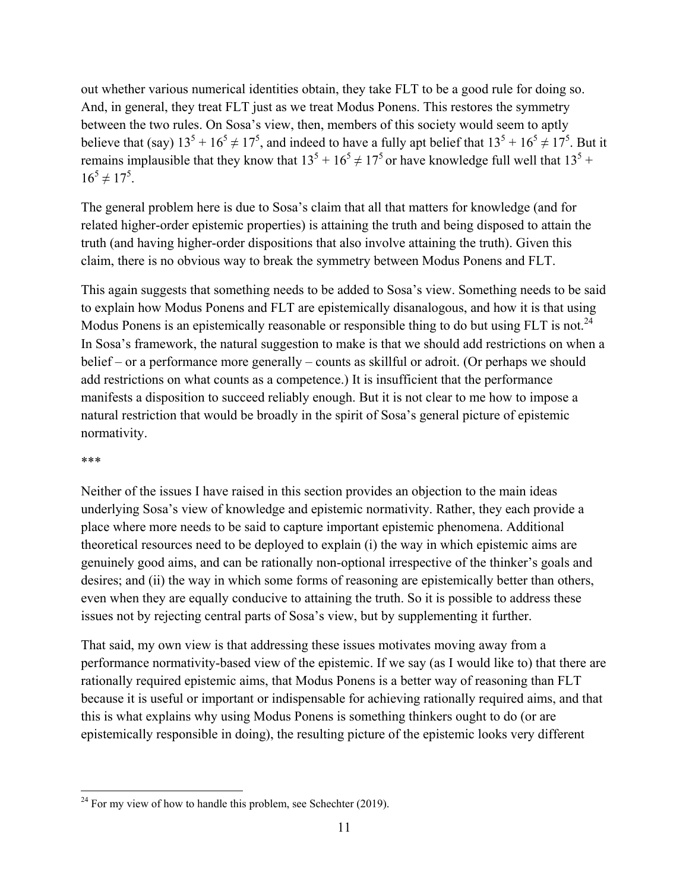out whether various numerical identities obtain, they take FLT to be a good rule for doing so. And, in general, they treat FLT just as we treat Modus Ponens. This restores the symmetry between the two rules. On Sosa's view, then, members of this society would seem to aptly believe that (say) $13^5 + 16^5 \neq 17^5$, and indeed to have a fully apt belief that $13^5 + 16^5 \neq 17^5$. But it remains implausible that they know that $13^5 + 16^5 \neq 17^5$ or have knowledge full well that $13^5 + 16^5 \neq 17^5$.

The general problem here is due to Sosa's claim that all that matters for knowledge (and for related higher-order epistemic properties) is attaining the truth and being disposed to attain the truth (and having higher-order dispositions that also involve attaining the truth). Given this claim, there is no obvious way to break the symmetry between Modus Ponens and FLT.

This again suggests that something needs to be added to Sosa's view. Something needs to be said to explain how Modus Ponens and FLT are epistemically disanalogous, and how it is that using Modus Ponens is an epistemically reasonable or responsible thing to do but using FLT is not.[24] In Sosa's framework, the natural suggestion to make is that we should add restrictions on when a belief – or a performance more generally – counts as skillful or adroit. (Or perhaps we should add restrictions on what counts as a competence.) It is insufficient that the performance manifests a disposition to succeed reliably enough. But it is not clear to me how to impose a natural restriction that would be broadly in the spirit of Sosa's general picture of epistemic normativity.

***

Neither of the issues I have raised in this section provides an objection to the main ideas underlying Sosa's view of knowledge and epistemic normativity. Rather, they each provide a place where more needs to be said to capture important epistemic phenomena. Additional theoretical resources need to be deployed to explain (i) the way in which epistemic aims are genuinely good aims, and can be rationally non-optional irrespective of the thinker's goals and desires; and (ii) the way in which some forms of reasoning are epistemically better than others, even when they are equally conducive to attaining the truth. So it is possible to address these issues not by rejecting central parts of Sosa's view, but by supplementing it further.

That said, my own view is that addressing these issues motivates moving away from a performance normativity-based view of the epistemic. If we say (as I would like to) that there are rationally required epistemic aims, that Modus Ponens is a better way of reasoning than FLT because it is useful or important or indispensable for achieving rationally required aims, and that this is what explains why using Modus Ponens is something thinkers ought to do (or are epistemically responsible in doing), the resulting picture of the epistemic looks very different

[24] For my view of how to handle this problem, see Schechter (2019).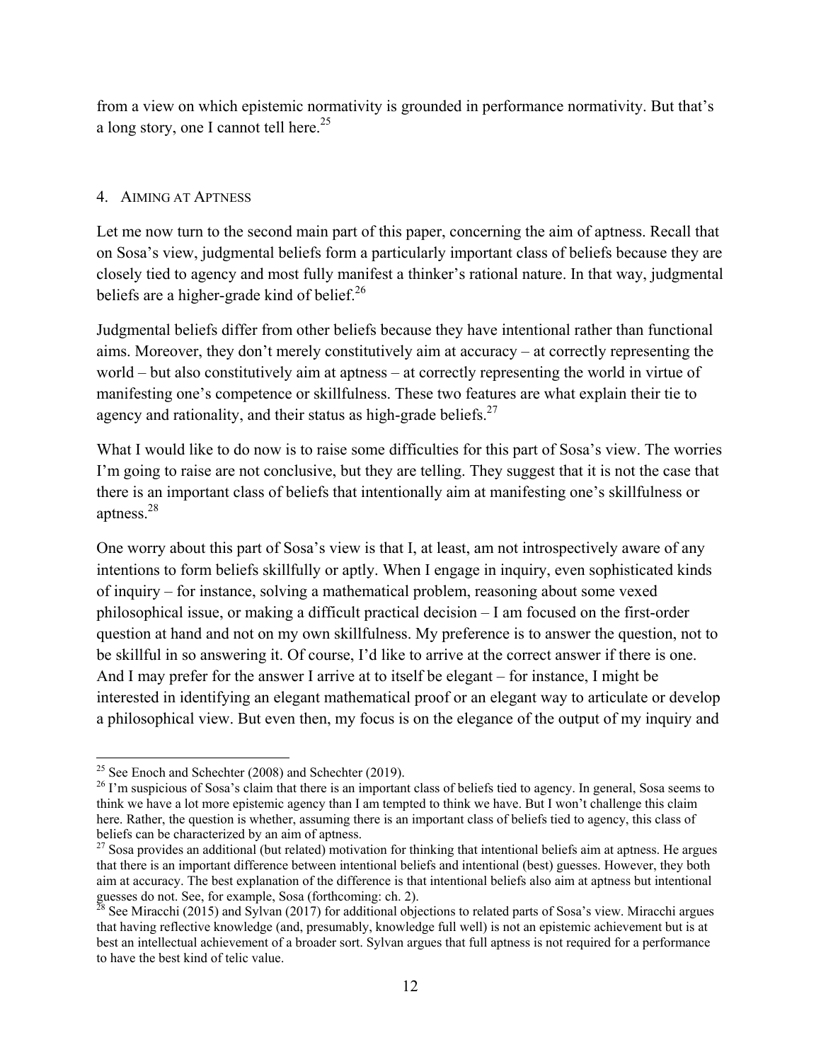from a view on which epistemic normativity is grounded in performance normativity. But that's a long story, one I cannot tell here.[25]

## 4. Aiming at Aptness

Let me now turn to the second main part of this paper, concerning the aim of aptness. Recall that on Sosa's view, judgmental beliefs form a particularly important class of beliefs because they are closely tied to agency and most fully manifest a thinker's rational nature. In that way, judgmental beliefs are a higher-grade kind of belief.[26]

Judgmental beliefs differ from other beliefs because they have intentional rather than functional aims. Moreover, they don't merely constitutively aim at accuracy – at correctly representing the world – but also constitutively aim at aptness – at correctly representing the world in virtue of manifesting one's competence or skillfulness. These two features are what explain their tie to agency and rationality, and their status as high-grade beliefs.[27]

What I would like to do now is to raise some difficulties for this part of Sosa's view. The worries I'm going to raise are not conclusive, but they are telling. They suggest that it is not the case that there is an important class of beliefs that intentionally aim at manifesting one's skillfulness or aptness.[28]

One worry about this part of Sosa's view is that I, at least, am not introspectively aware of any intentions to form beliefs skillfully or aptly. When I engage in inquiry, even sophisticated kinds of inquiry – for instance, solving a mathematical problem, reasoning about some vexed philosophical issue, or making a difficult practical decision – I am focused on the first-order question at hand and not on my own skillfulness. My preference is to answer the question, not to be skillful in so answering it. Of course, I'd like to arrive at the correct answer if there is one. And I may prefer for the answer I arrive at to itself be elegant – for instance, I might be interested in identifying an elegant mathematical proof or an elegant way to articulate or develop a philosophical view. But even then, my focus is on the elegance of the output of my inquiry and

---

[25] See Enoch and Schechter (2008) and Schechter (2019).

[26] I'm suspicious of Sosa's claim that there is an important class of beliefs tied to agency. In general, Sosa seems to think we have a lot more epistemic agency than I am tempted to think we have. But I won't challenge this claim here. Rather, the question is whether, assuming there is an important class of beliefs tied to agency, this class of beliefs can be characterized by an aim of aptness.

[27] Sosa provides an additional (but related) motivation for thinking that intentional beliefs aim at aptness. He argues that there is an important difference between intentional beliefs and intentional (best) guesses. However, they both aim at accuracy. The best explanation of the difference is that intentional beliefs also aim at aptness but intentional guesses do not. See, for example, Sosa (forthcoming: ch. 2).

[28] See Miracchi (2015) and Sylvan (2017) for additional objections to related parts of Sosa's view. Miracchi argues that having reflective knowledge (and, presumably, knowledge full well) is not an epistemic achievement but is at best an intellectual achievement of a broader sort. Sylvan argues that full aptness is not required for a performance to have the best kind of telic value.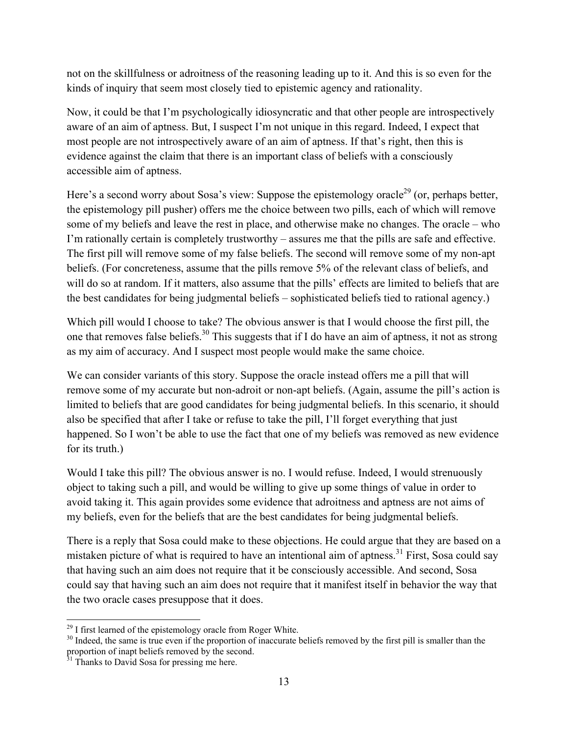not on the skillfulness or adroitness of the reasoning leading up to it. And this is so even for the kinds of inquiry that seem most closely tied to epistemic agency and rationality.

Now, it could be that I'm psychologically idiosyncratic and that other people are introspectively aware of an aim of aptness. But, I suspect I'm not unique in this regard. Indeed, I expect that most people are not introspectively aware of an aim of aptness. If that's right, then this is evidence against the claim that there is an important class of beliefs with a consciously accessible aim of aptness.

Here's a second worry about Sosa's view: Suppose the epistemology oracle[29] (or, perhaps better, the epistemology pill pusher) offers me the choice between two pills, each of which will remove some of my beliefs and leave the rest in place, and otherwise make no changes. The oracle – who I'm rationally certain is completely trustworthy – assures me that the pills are safe and effective. The first pill will remove some of my false beliefs. The second will remove some of my non-apt beliefs. (For concreteness, assume that the pills remove 5% of the relevant class of beliefs, and will do so at random. If it matters, also assume that the pills' effects are limited to beliefs that are the best candidates for being judgmental beliefs – sophisticated beliefs tied to rational agency.)

Which pill would I choose to take? The obvious answer is that I would choose the first pill, the one that removes false beliefs.[30] This suggests that if I do have an aim of aptness, it not as strong as my aim of accuracy. And I suspect most people would make the same choice.

We can consider variants of this story. Suppose the oracle instead offers me a pill that will remove some of my accurate but non-adroit or non-apt beliefs. (Again, assume the pill's action is limited to beliefs that are good candidates for being judgmental beliefs. In this scenario, it should also be specified that after I take or refuse to take the pill, I'll forget everything that just happened. So I won't be able to use the fact that one of my beliefs was removed as new evidence for its truth.)

Would I take this pill? The obvious answer is no. I would refuse. Indeed, I would strenuously object to taking such a pill, and would be willing to give up some things of value in order to avoid taking it. This again provides some evidence that adroitness and aptness are not aims of my beliefs, even for the beliefs that are the best candidates for being judgmental beliefs.

There is a reply that Sosa could make to these objections. He could argue that they are based on a mistaken picture of what is required to have an intentional aim of aptness.[31] First, Sosa could say that having such an aim does not require that it be consciously accessible. And second, Sosa could say that having such an aim does not require that it manifest itself in behavior the way that the two oracle cases presuppose that it does.

---

[29] I first learned of the epistemology oracle from Roger White.

[30] Indeed, the same is true even if the proportion of inaccurate beliefs removed by the first pill is smaller than the proportion of inapt beliefs removed by the second.

[31] Thanks to David Sosa for pressing me here.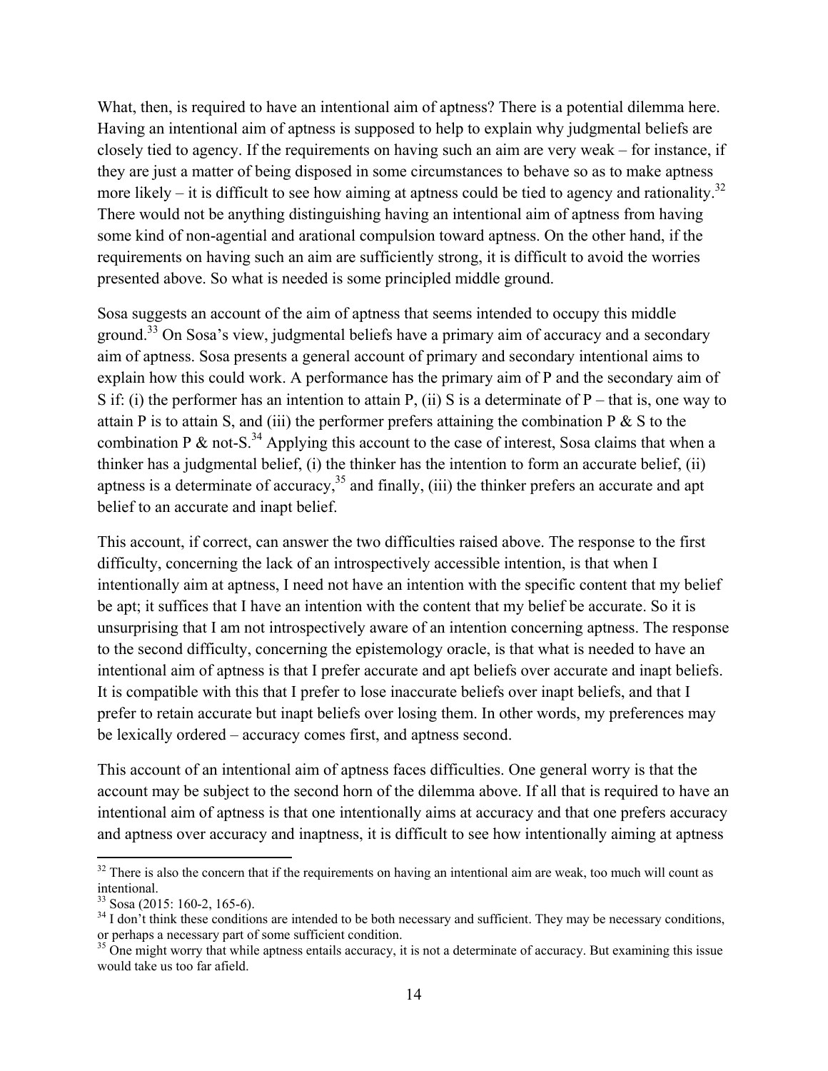What, then, is required to have an intentional aim of aptness? There is a potential dilemma here. Having an intentional aim of aptness is supposed to help to explain why judgmental beliefs are closely tied to agency. If the requirements on having such an aim are very weak – for instance, if they are just a matter of being disposed in some circumstances to behave so as to make aptness more likely – it is difficult to see how aiming at aptness could be tied to agency and rationality.[32] There would not be anything distinguishing having an intentional aim of aptness from having some kind of non-agential and arational compulsion toward aptness. On the other hand, if the requirements on having such an aim are sufficiently strong, it is difficult to avoid the worries presented above. So what is needed is some principled middle ground.

Sosa suggests an account of the aim of aptness that seems intended to occupy this middle ground.[33] On Sosa's view, judgmental beliefs have a primary aim of accuracy and a secondary aim of aptness. Sosa presents a general account of primary and secondary intentional aims to explain how this could work. A performance has the primary aim of P and the secondary aim of S if: (i) the performer has an intention to attain P, (ii) S is a determinate of P – that is, one way to attain P is to attain S, and (iii) the performer prefers attaining the combination P & S to the combination P & not-S.[34] Applying this account to the case of interest, Sosa claims that when a thinker has a judgmental belief, (i) the thinker has the intention to form an accurate belief, (ii) aptness is a determinate of accuracy,[35] and finally, (iii) the thinker prefers an accurate and apt belief to an accurate and inapt belief.

This account, if correct, can answer the two difficulties raised above. The response to the first difficulty, concerning the lack of an introspectively accessible intention, is that when I intentionally aim at aptness, I need not have an intention with the specific content that my belief be apt; it suffices that I have an intention with the content that my belief be accurate. So it is unsurprising that I am not introspectively aware of an intention concerning aptness. The response to the second difficulty, concerning the epistemology oracle, is that what is needed to have an intentional aim of aptness is that I prefer accurate and apt beliefs over accurate and inapt beliefs. It is compatible with this that I prefer to lose inaccurate beliefs over inapt beliefs, and that I prefer to retain accurate but inapt beliefs over losing them. In other words, my preferences may be lexically ordered – accuracy comes first, and aptness second.

This account of an intentional aim of aptness faces difficulties. One general worry is that the account may be subject to the second horn of the dilemma above. If all that is required to have an intentional aim of aptness is that one intentionally aims at accuracy and that one prefers accuracy and aptness over accuracy and inaptness, it is difficult to see how intentionally aiming at aptness

---

[32] There is also the concern that if the requirements on having an intentional aim are weak, too much will count as intentional.

[33] Sosa (2015: 160-2, 165-6).

[34] I don't think these conditions are intended to be both necessary and sufficient. They may be necessary conditions, or perhaps a necessary part of some sufficient condition.

[35] One might worry that while aptness entails accuracy, it is not a determinate of accuracy. But examining this issue would take us too far afield.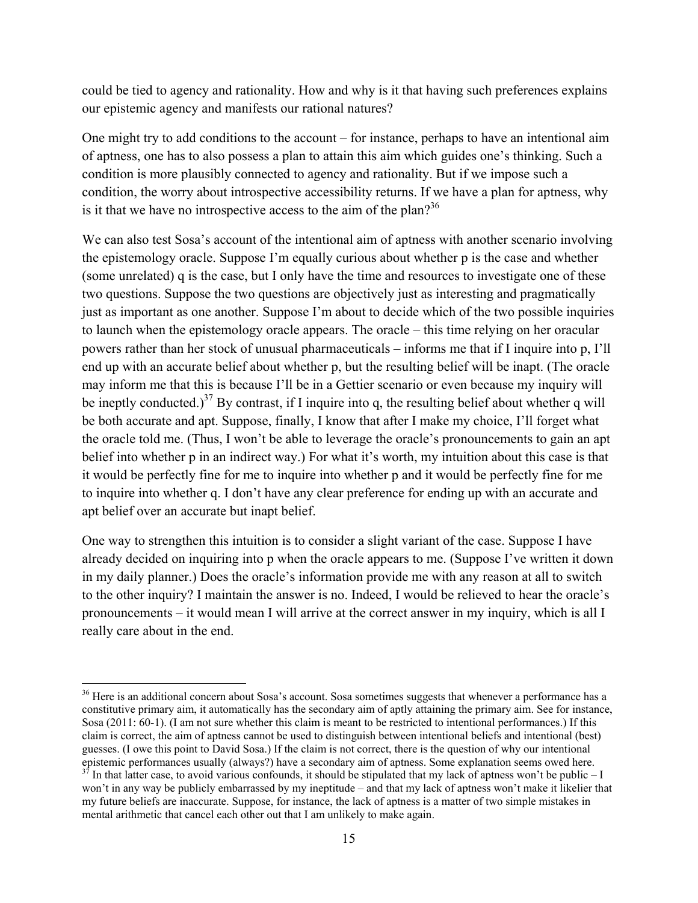could be tied to agency and rationality. How and why is it that having such preferences explains our epistemic agency and manifests our rational natures?

One might try to add conditions to the account – for instance, perhaps to have an intentional aim of aptness, one has to also possess a plan to attain this aim which guides one's thinking. Such a condition is more plausibly connected to agency and rationality. But if we impose such a condition, the worry about introspective accessibility returns. If we have a plan for aptness, why is it that we have no introspective access to the aim of the plan?[36]

We can also test Sosa's account of the intentional aim of aptness with another scenario involving the epistemology oracle. Suppose I'm equally curious about whether p is the case and whether (some unrelated) q is the case, but I only have the time and resources to investigate one of these two questions. Suppose the two questions are objectively just as interesting and pragmatically just as important as one another. Suppose I'm about to decide which of the two possible inquiries to launch when the epistemology oracle appears. The oracle – this time relying on her oracular powers rather than her stock of unusual pharmaceuticals – informs me that if I inquire into p, I'll end up with an accurate belief about whether p, but the resulting belief will be inapt. (The oracle may inform me that this is because I'll be in a Gettier scenario or even because my inquiry will be ineptly conducted.)[37] By contrast, if I inquire into q, the resulting belief about whether q will be both accurate and apt. Suppose, finally, I know that after I make my choice, I'll forget what the oracle told me. (Thus, I won't be able to leverage the oracle's pronouncements to gain an apt belief into whether p in an indirect way.) For what it's worth, my intuition about this case is that it would be perfectly fine for me to inquire into whether p and it would be perfectly fine for me to inquire into whether q. I don't have any clear preference for ending up with an accurate and apt belief over an accurate but inapt belief.

One way to strengthen this intuition is to consider a slight variant of the case. Suppose I have already decided on inquiring into p when the oracle appears to me. (Suppose I've written it down in my daily planner.) Does the oracle's information provide me with any reason at all to switch to the other inquiry? I maintain the answer is no. Indeed, I would be relieved to hear the oracle's pronouncements – it would mean I will arrive at the correct answer in my inquiry, which is all I really care about in the end.

---

[36] Here is an additional concern about Sosa's account. Sosa sometimes suggests that whenever a performance has a constitutive primary aim, it automatically has the secondary aim of aptly attaining the primary aim. See for instance, Sosa (2011: 60-1). (I am not sure whether this claim is meant to be restricted to intentional performances.) If this claim is correct, the aim of aptness cannot be used to distinguish between intentional beliefs and intentional (best) guesses. (I owe this point to David Sosa.) If the claim is not correct, there is the question of why our intentional epistemic performances usually (always?) have a secondary aim of aptness. Some explanation seems owed here.

[37] In that latter case, to avoid various confounds, it should be stipulated that my lack of aptness won't be public – I won't in any way be publicly embarrassed by my ineptitude – and that my lack of aptness won't make it likelier that my future beliefs are inaccurate. Suppose, for instance, the lack of aptness is a matter of two simple mistakes in mental arithmetic that cancel each other out that I am unlikely to make again.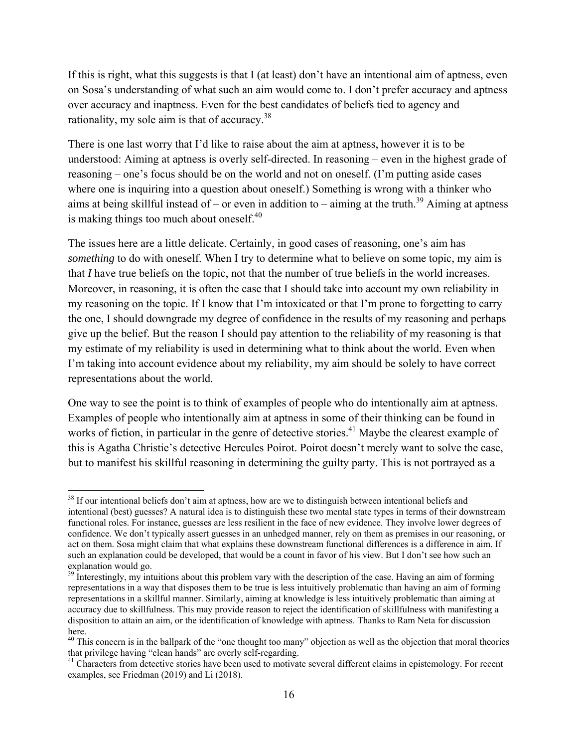If this is right, what this suggests is that I (at least) don't have an intentional aim of aptness, even on Sosa's understanding of what such an aim would come to. I don't prefer accuracy and aptness over accuracy and inaptness. Even for the best candidates of beliefs tied to agency and rationality, my sole aim is that of accuracy.[38]

There is one last worry that I'd like to raise about the aim at aptness, however it is to be understood: Aiming at aptness is overly self-directed. In reasoning – even in the highest grade of reasoning – one's focus should be on the world and not on oneself. (I'm putting aside cases where one is inquiring into a question about oneself.) Something is wrong with a thinker who aims at being skillful instead of – or even in addition to – aiming at the truth.[39] Aiming at aptness is making things too much about oneself.[40]

The issues here are a little delicate. Certainly, in good cases of reasoning, one's aim has *something* to do with oneself. When I try to determine what to believe on some topic, my aim is that *I* have true beliefs on the topic, not that the number of true beliefs in the world increases. Moreover, in reasoning, it is often the case that I should take into account my own reliability in my reasoning on the topic. If I know that I'm intoxicated or that I'm prone to forgetting to carry the one, I should downgrade my degree of confidence in the results of my reasoning and perhaps give up the belief. But the reason I should pay attention to the reliability of my reasoning is that my estimate of my reliability is used in determining what to think about the world. Even when I'm taking into account evidence about my reliability, my aim should be solely to have correct representations about the world.

One way to see the point is to think of examples of people who do intentionally aim at aptness. Examples of people who intentionally aim at aptness in some of their thinking can be found in works of fiction, in particular in the genre of detective stories.[41] Maybe the clearest example of this is Agatha Christie's detective Hercules Poirot. Poirot doesn't merely want to solve the case, but to manifest his skillful reasoning in determining the guilty party. This is not portrayed as a

---

[38] If our intentional beliefs don't aim at aptness, how are we to distinguish between intentional beliefs and intentional (best) guesses? A natural idea is to distinguish these two mental state types in terms of their downstream functional roles. For instance, guesses are less resilient in the face of new evidence. They involve lower degrees of confidence. We don't typically assert guesses in an unhedged manner, rely on them as premises in our reasoning, or act on them. Sosa might claim that what explains these downstream functional differences is a difference in aim. If such an explanation could be developed, that would be a count in favor of his view. But I don't see how such an explanation would go.

[39] Interestingly, my intuitions about this problem vary with the description of the case. Having an aim of forming representations in a way that disposes them to be true is less intuitively problematic than having an aim of forming representations in a skillful manner. Similarly, aiming at knowledge is less intuitively problematic than aiming at accuracy due to skillfulness. This may provide reason to reject the identification of skillfulness with manifesting a disposition to attain an aim, or the identification of knowledge with aptness. Thanks to Ram Neta for discussion here.

[40] This concern is in the ballpark of the "one thought too many" objection as well as the objection that moral theories that privilege having "clean hands" are overly self-regarding.

[41] Characters from detective stories have been used to motivate several different claims in epistemology. For recent examples, see Friedman (2019) and Li (2018).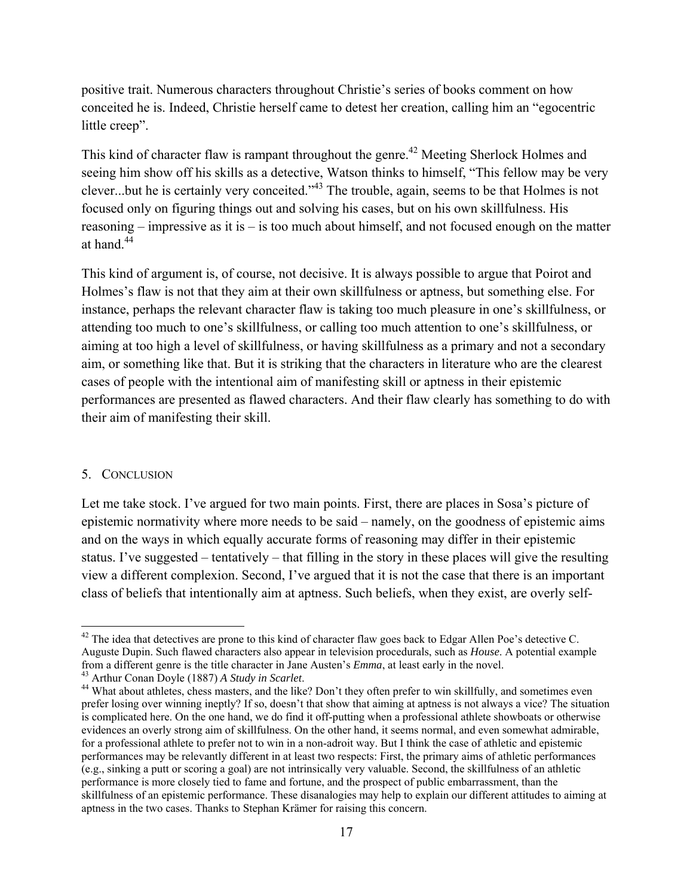positive trait. Numerous characters throughout Christie's series of books comment on how conceited he is. Indeed, Christie herself came to detest her creation, calling him an "egocentric little creep".

This kind of character flaw is rampant throughout the genre.[42] Meeting Sherlock Holmes and seeing him show off his skills as a detective, Watson thinks to himself, "This fellow may be very clever...but he is certainly very conceited."[43] The trouble, again, seems to be that Holmes is not focused only on figuring things out and solving his cases, but on his own skillfulness. His reasoning – impressive as it is – is too much about himself, and not focused enough on the matter at hand.[44]

This kind of argument is, of course, not decisive. It is always possible to argue that Poirot and Holmes's flaw is not that they aim at their own skillfulness or aptness, but something else. For instance, perhaps the relevant character flaw is taking too much pleasure in one's skillfulness, or attending too much to one's skillfulness, or calling too much attention to one's skillfulness, or aiming at too high a level of skillfulness, or having skillfulness as a primary and not a secondary aim, or something like that. But it is striking that the characters in literature who are the clearest cases of people with the intentional aim of manifesting skill or aptness in their epistemic performances are presented as flawed characters. And their flaw clearly has something to do with their aim of manifesting their skill.

## 5. Conclusion

Let me take stock. I've argued for two main points. First, there are places in Sosa's picture of epistemic normativity where more needs to be said – namely, on the goodness of epistemic aims and on the ways in which equally accurate forms of reasoning may differ in their epistemic status. I've suggested – tentatively – that filling in the story in these places will give the resulting view a different complexion. Second, I've argued that it is not the case that there is an important class of beliefs that intentionally aim at aptness. Such beliefs, when they exist, are overly self-

---

[42] The idea that detectives are prone to this kind of character flaw goes back to Edgar Allen Poe's detective C. Auguste Dupin. Such flawed characters also appear in television procedurals, such as *House*. A potential example from a different genre is the title character in Jane Austen's *Emma*, at least early in the novel.

[43] Arthur Conan Doyle (1887) *A Study in Scarlet*.

[44] What about athletes, chess masters, and the like? Don't they often prefer to win skillfully, and sometimes even prefer losing over winning ineptly? If so, doesn't that show that aiming at aptness is not always a vice? The situation is complicated here. On the one hand, we do find it off-putting when a professional athlete showboats or otherwise evidences an overly strong aim of skillfulness. On the other hand, it seems normal, and even somewhat admirable, for a professional athlete to prefer not to win in a non-adroit way. But I think the case of athletic and epistemic performances may be relevantly different in at least two respects: First, the primary aims of athletic performances (e.g., sinking a putt or scoring a goal) are not intrinsically very valuable. Second, the skillfulness of an athletic performance is more closely tied to fame and fortune, and the prospect of public embarrassment, than the skillfulness of an epistemic performance. These disanalogies may help to explain our different attitudes to aiming at aptness in the two cases. Thanks to Stephan Krämer for raising this concern.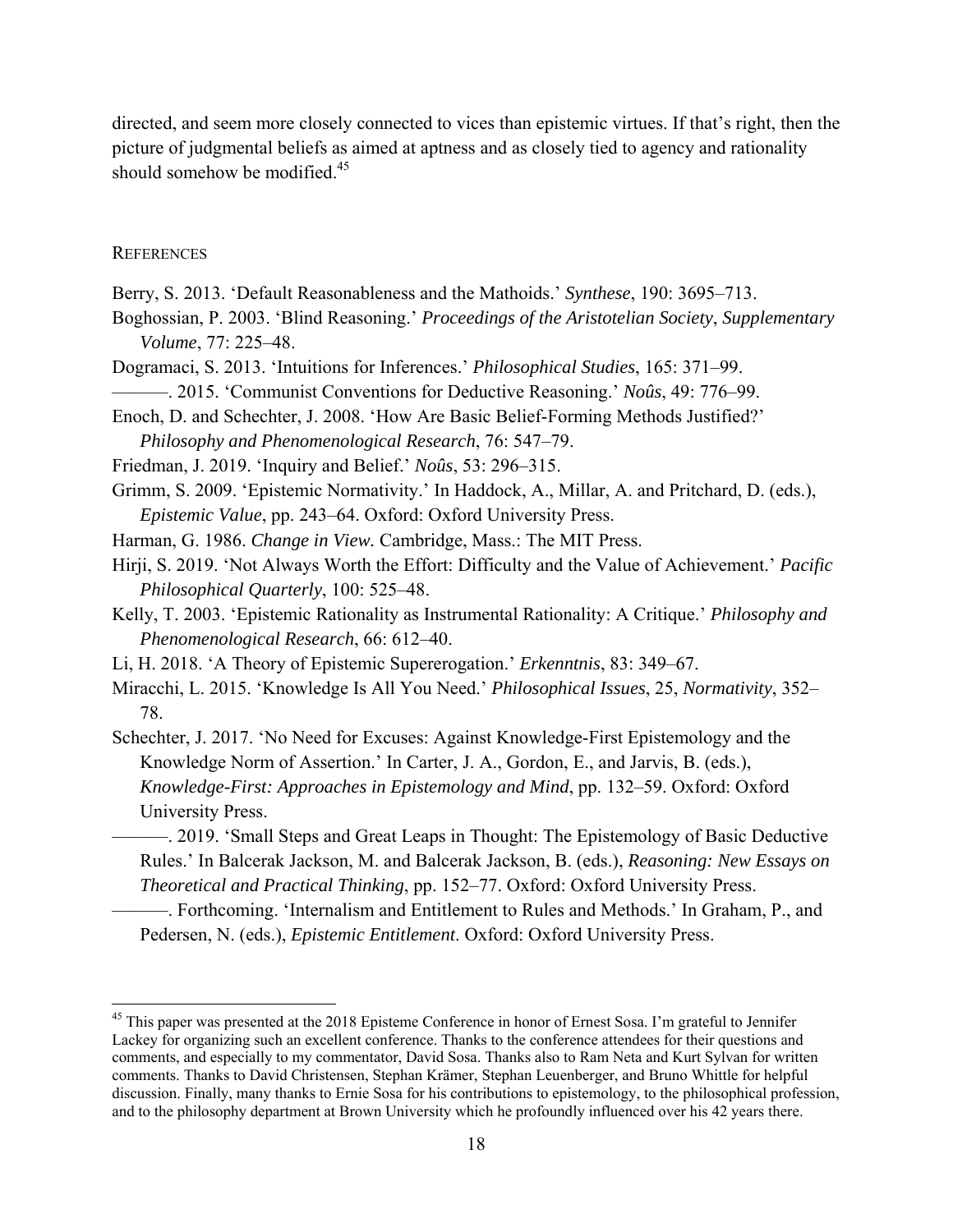directed, and seem more closely connected to vices than epistemic virtues. If that's right, then the picture of judgmental beliefs as aimed at aptness and as closely tied to agency and rationality should somehow be modified.[45]

## References

Berry, S. 2013. 'Default Reasonableness and the Mathoids.' *Synthese*, 190: 3695–713.

Boghossian, P. 2003. 'Blind Reasoning.' *Proceedings of the Aristotelian Society*, *Supplementary Volume*, 77: 225–48.

Dogramaci, S. 2013. 'Intuitions for Inferences.' *Philosophical Studies*, 165: 371–99.

———. 2015. 'Communist Conventions for Deductive Reasoning.' *Noûs*, 49: 776–99.

Enoch, D. and Schechter, J. 2008. 'How Are Basic Belief-Forming Methods Justified?' *Philosophy and Phenomenological Research*, 76: 547–79.

Friedman, J. 2019. 'Inquiry and Belief.' *Noûs*, 53: 296–315.

Grimm, S. 2009. 'Epistemic Normativity.' In Haddock, A., Millar, A. and Pritchard, D. (eds.), *Epistemic Value*, pp. 243–64. Oxford: Oxford University Press.

Harman, G. 1986. *Change in View.* Cambridge, Mass.: The MIT Press.

Hirji, S. 2019. 'Not Always Worth the Effort: Difficulty and the Value of Achievement.' *Pacific Philosophical Quarterly*, 100: 525–48.

Kelly, T. 2003. 'Epistemic Rationality as Instrumental Rationality: A Critique.' *Philosophy and Phenomenological Research*, 66: 612–40.

Li, H. 2018. 'A Theory of Epistemic Supererogation.' *Erkenntnis*, 83: 349–67.

Miracchi, L. 2015. 'Knowledge Is All You Need.' *Philosophical Issues*, 25, *Normativity*, 352–78.

Schechter, J. 2017. 'No Need for Excuses: Against Knowledge-First Epistemology and the Knowledge Norm of Assertion.' In Carter, J. A., Gordon, E., and Jarvis, B. (eds.), *Knowledge-First: Approaches in Epistemology and Mind*, pp. 132–59. Oxford: Oxford University Press.

———. 2019. 'Small Steps and Great Leaps in Thought: The Epistemology of Basic Deductive Rules.' In Balcerak Jackson, M. and Balcerak Jackson, B. (eds.), *Reasoning: New Essays on Theoretical and Practical Thinking*, pp. 152–77. Oxford: Oxford University Press.

———. Forthcoming. 'Internalism and Entitlement to Rules and Methods.' In Graham, P., and Pedersen, N. (eds.), *Epistemic Entitlement*. Oxford: Oxford University Press.

---

[45] This paper was presented at the 2018 Episteme Conference in honor of Ernest Sosa. I'm grateful to Jennifer Lackey for organizing such an excellent conference. Thanks to the conference attendees for their questions and comments, and especially to my commentator, David Sosa. Thanks also to Ram Neta and Kurt Sylvan for written comments. Thanks to David Christensen, Stephan Krämer, Stephan Leuenberger, and Bruno Whittle for helpful discussion. Finally, many thanks to Ernie Sosa for his contributions to epistemology, to the philosophical profession, and to the philosophy department at Brown University which he profoundly influenced over his 42 years there.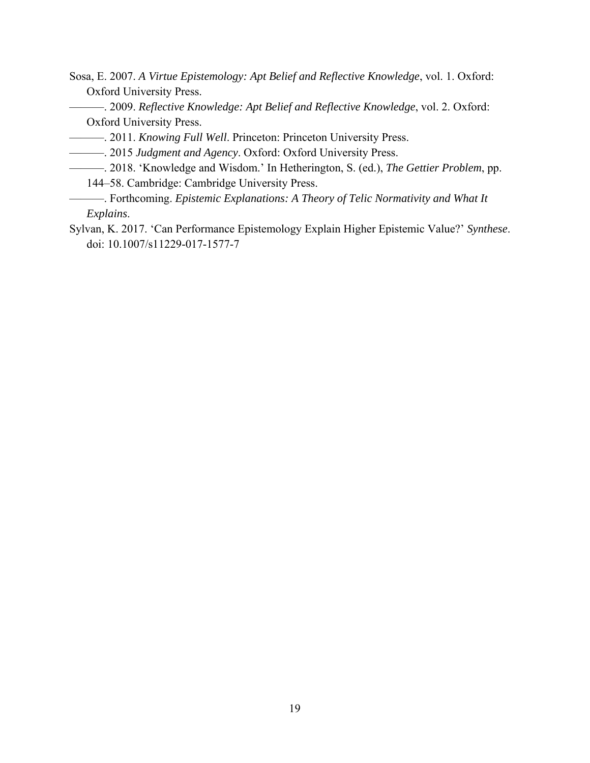Sosa, E. 2007. *A Virtue Epistemology: Apt Belief and Reflective Knowledge*, vol. 1. Oxford: Oxford University Press.

———. 2009. *Reflective Knowledge: Apt Belief and Reflective Knowledge*, vol. 2. Oxford: Oxford University Press.

———. 2011. *Knowing Full Well*. Princeton: Princeton University Press.

———. 2015 *Judgment and Agency*. Oxford: Oxford University Press.

———. 2018. 'Knowledge and Wisdom.' In Hetherington, S. (ed.), *The Gettier Problem*, pp. 144–58. Cambridge: Cambridge University Press.

———. Forthcoming. *Epistemic Explanations: A Theory of Telic Normativity and What It Explains*.

Sylvan, K. 2017. 'Can Performance Epistemology Explain Higher Epistemic Value?' *Synthese*. doi: 10.1007/s11229-017-1577-7